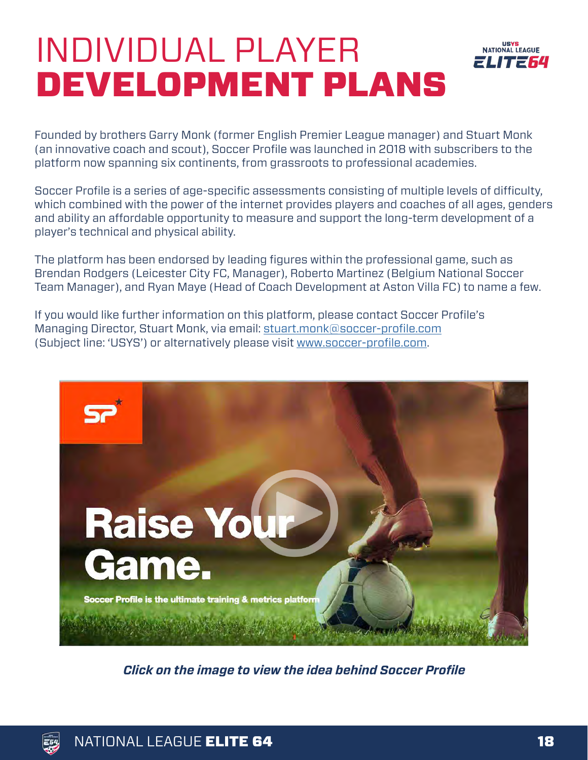# INDIVIDUAL PLAYER **DEVELOPMENT PLANS**

Founded by brothers Garry Monk (former English Premier League manager) and Stuart Monk (an innovative coach and scout), Soccer Profile was launched in 2018 with subscribers to the platform now spanning six continents, from grassroots to professional academies.

Soccer Profile is a series of age-specific assessments consisting of multiple levels of difficulty, which combined with the power of the internet provides players and coaches of all ages, genders and ability an affordable opportunity to measure and support the long-term development of a player's technical and physical ability.

The platform has been endorsed by leading figures within the professional game, such as Brendan Rodgers (Leicester City FC, Manager), Roberto Martinez (Belgium National Soccer Team Manager), and Ryan Maye (Head of Coach Development at Aston Villa FC) to name a few.

If you would like further information on this platform, please contact Soccer Profile's Managing Director, Stuart Monk, via email: stuart.monk@soccer-profile.com (Subject line: 'USYS') or alternatively please visit www.soccer-profile.com.

***Click on the image to view the idea behind Soccer Profile***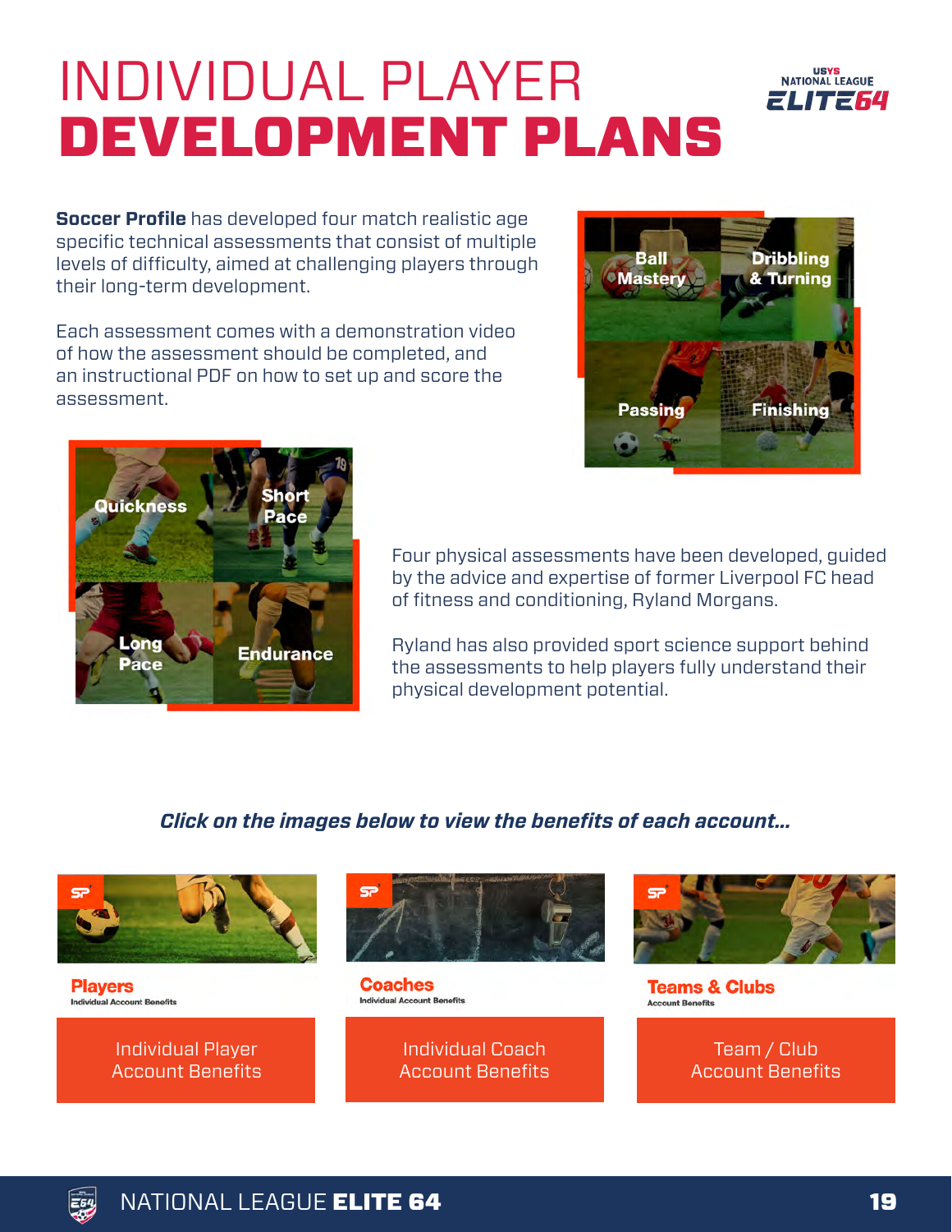# INDIVIDUAL PLAYER **DEVELOPMENT PLANS**

**Soccer Profile** has developed four match realistic age specific technical assessments that consist of multiple levels of difficulty, aimed at challenging players through their long-term development.

Each assessment comes with a demonstration video of how the assessment should be completed, and an instructional PDF on how to set up and score the assessment.

Ball Mastery | Dribbling & Turning | Passing | Finishing

Quickness | Short Pace | Long Pace | Endurance

Four physical assessments have been developed, guided by the advice and expertise of former Liverpool FC head of fitness and conditioning, Ryland Morgans.

Ryland has also provided sport science support behind the assessments to help players fully understand their physical development potential.

***Click on the images below to view the benefits of each account...***

**Players**
Individual Account Benefits

Individual Player Account Benefits

**Coaches**
Individual Account Benefits

Individual Coach Account Benefits

**Teams & Clubs**
Account Benefits

Team / Club Account Benefits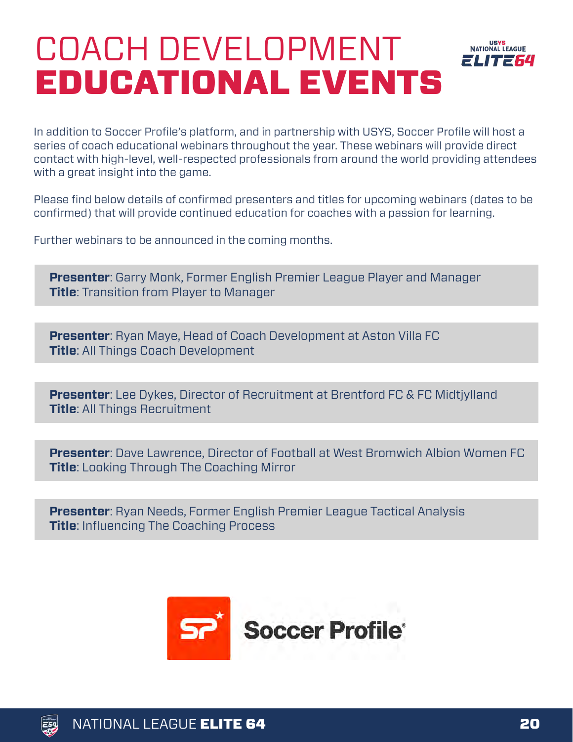# COACH DEVELOPMENT **EDUCATIONAL EVENTS**

In addition to Soccer Profile's platform, and in partnership with USYS, Soccer Profile will host a series of coach educational webinars throughout the year. These webinars will provide direct contact with high-level, well-respected professionals from around the world providing attendees with a great insight into the game.

Please find below details of confirmed presenters and titles for upcoming webinars (dates to be confirmed) that will provide continued education for coaches with a passion for learning.

Further webinars to be announced in the coming months.

**Presenter**: Garry Monk, Former English Premier League Player and Manager
**Title**: Transition from Player to Manager

**Presenter**: Ryan Maye, Head of Coach Development at Aston Villa FC
**Title**: All Things Coach Development

**Presenter**: Lee Dykes, Director of Recruitment at Brentford FC & FC Midtjylland
**Title**: All Things Recruitment

**Presenter**: Dave Lawrence, Director of Football at West Bromwich Albion Women FC
**Title**: Looking Through The Coaching Mirror

**Presenter**: Ryan Needs, Former English Premier League Tactical Analysis
**Title**: Influencing The Coaching Process

Soccer Profile